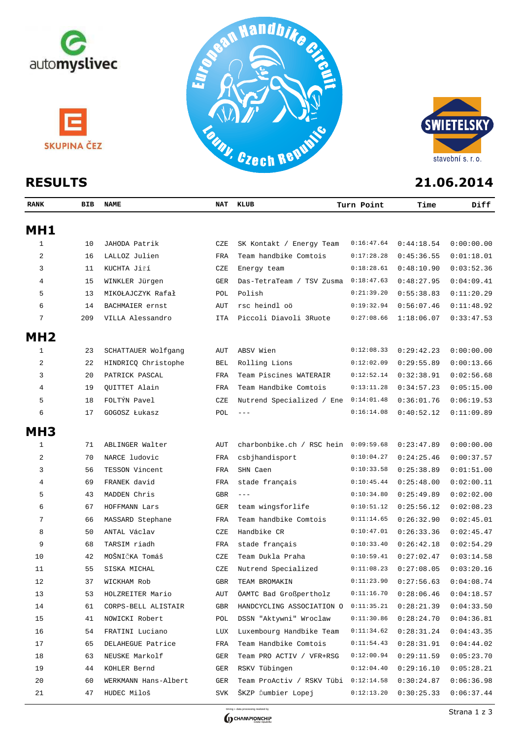# RESULTS

21.06.2014

| RANK | BIB | NAME | NAT | KLUB | Turn Point | Time | Diff |
|---|---|---|---|---|---|---|---|
| **MH1** | | | | | | | |
| 1 | 10 | JAHODA Patrik | CZE | SK Kontakt / Energy Team | 0:16:47.64 | 0:44:18.54 | 0:00:00.00 |
| 2 | 16 | LALLOZ Julien | FRA | Team handbike Comtois | 0:17:28.28 | 0:45:36.55 | 0:01:18.01 |
| 3 | 11 | KUCHTA Jiří | CZE | Energy team | 0:18:28.61 | 0:48:10.90 | 0:03:52.36 |
| 4 | 15 | WINKLER Jürgen | GER | Das-TetraTeam / TSV Zusma | 0:18:47.63 | 0:48:27.95 | 0:04:09.41 |
| 5 | 13 | MIKOŁAJCZYK Rafał | POL | Polish | 0:21:39.20 | 0:55:38.83 | 0:11:20.29 |
| 6 | 14 | BACHMAIER ernst | AUT | rsc heindl oö | 0:19:32.94 | 0:56:07.46 | 0:11:48.92 |
| 7 | 209 | VILLA Alessandro | ITA | Piccoli Diavoli 3Ruote | 0:27:08.66 | 1:18:06.07 | 0:33:47.53 |
| **MH2** | | | | | | | |
| 1 | 23 | SCHATTAUER Wolfgang | AUT | ABSV Wien | 0:12:08.33 | 0:29:42.23 | 0:00:00.00 |
| 2 | 22 | HINDRICQ Christophe | BEL | Rolling Lions | 0:12:02.09 | 0:29:55.89 | 0:00:13.66 |
| 3 | 20 | PATRICK PASCAL | FRA | Team Piscines WATERAIR | 0:12:52.14 | 0:32:38.91 | 0:02:56.68 |
| 4 | 19 | QUITTET Alain | FRA | Team Handbike Comtois | 0:13:11.28 | 0:34:57.23 | 0:05:15.00 |
| 5 | 18 | FOLTÝN Pavel | CZE | Nutrend Specialized / Ene | 0:14:01.48 | 0:36:01.76 | 0:06:19.53 |
| 6 | 17 | GOGOSZ Łukasz | POL | --- | 0:16:14.08 | 0:40:52.12 | 0:11:09.89 |
| **MH3** | | | | | | | |
| 1 | 71 | ABLINGER Walter | AUT | charbonbike.ch / RSC hein | 0:09:59.68 | 0:23:47.89 | 0:00:00.00 |
| 2 | 70 | NARCE ludovic | FRA | csbjhandisport | 0:10:04.27 | 0:24:25.46 | 0:00:37.57 |
| 3 | 56 | TESSON Vincent | FRA | SHN Caen | 0:10:33.58 | 0:25:38.89 | 0:01:51.00 |
| 4 | 69 | FRANEK david | FRA | stade français | 0:10:45.44 | 0:25:48.00 | 0:02:00.11 |
| 5 | 43 | MADDEN Chris | GBR | --- | 0:10:34.80 | 0:25:49.89 | 0:02:02.00 |
| 6 | 67 | HOFFMANN Lars | GER | team wingsforlife | 0:10:51.12 | 0:25:56.12 | 0:02:08.23 |
| 7 | 66 | MASSARD Stephane | FRA | Team handbike Comtois | 0:11:14.65 | 0:26:32.90 | 0:02:45.01 |
| 8 | 50 | ANTAL Václav | CZE | Handbike CR | 0:10:47.01 | 0:26:33.36 | 0:02:45.47 |
| 9 | 68 | TARSIM riadh | FRA | stade français | 0:10:33.40 | 0:26:42.18 | 0:02:54.29 |
| 10 | 42 | MOŠNIČKA Tomáš | CZE | Team Dukla Praha | 0:10:59.41 | 0:27:02.47 | 0:03:14.58 |
| 11 | 55 | SISKA MICHAL | CZE | Nutrend Specialized | 0:11:08.23 | 0:27:08.05 | 0:03:20.16 |
| 12 | 37 | WICKHAM Rob | GBR | TEAM BROMAKIN | 0:11:23.90 | 0:27:56.63 | 0:04:08.74 |
| 13 | 53 | HOLZREITER Mario | AUT | ÖAMTC Bad Großpertholz | 0:11:16.70 | 0:28:06.46 | 0:04:18.57 |
| 14 | 61 | CORPS-BELL ALISTAIR | GBR | HANDCYCLING ASSOCIATION O | 0:11:35.21 | 0:28:21.39 | 0:04:33.50 |
| 15 | 41 | NOWICKI Robert | POL | DSSN "Aktywni" Wroclaw | 0:11:30.86 | 0:28:24.70 | 0:04:36.81 |
| 16 | 54 | FRATINI Luciano | LUX | Luxembourg Handbike Team | 0:11:34.62 | 0:28:31.24 | 0:04:43.35 |
| 17 | 65 | DELAHEGUE Patrice | FRA | Team Handbike Comtois | 0:11:54.43 | 0:28:31.91 | 0:04:44.02 |
| 18 | 63 | NEUSKE Markolf | GER | Team PRO ACTIV / VFR+RSG | 0:12:00.94 | 0:29:11.59 | 0:05:23.70 |
| 19 | 44 | KOHLER Bernd | GER | RSKV Tübingen | 0:12:04.40 | 0:29:16.10 | 0:05:28.21 |
| 20 | 60 | WERKMANN Hans-Albert | GER | Team ProActiv / RSKV Tübi | 0:12:14.58 | 0:30:24.87 | 0:06:36.98 |
| 21 | 47 | HUDEC Miloš | SVK | ŠKZP Ďumbier Lopej | 0:12:13.20 | 0:30:25.33 | 0:06:37.44 |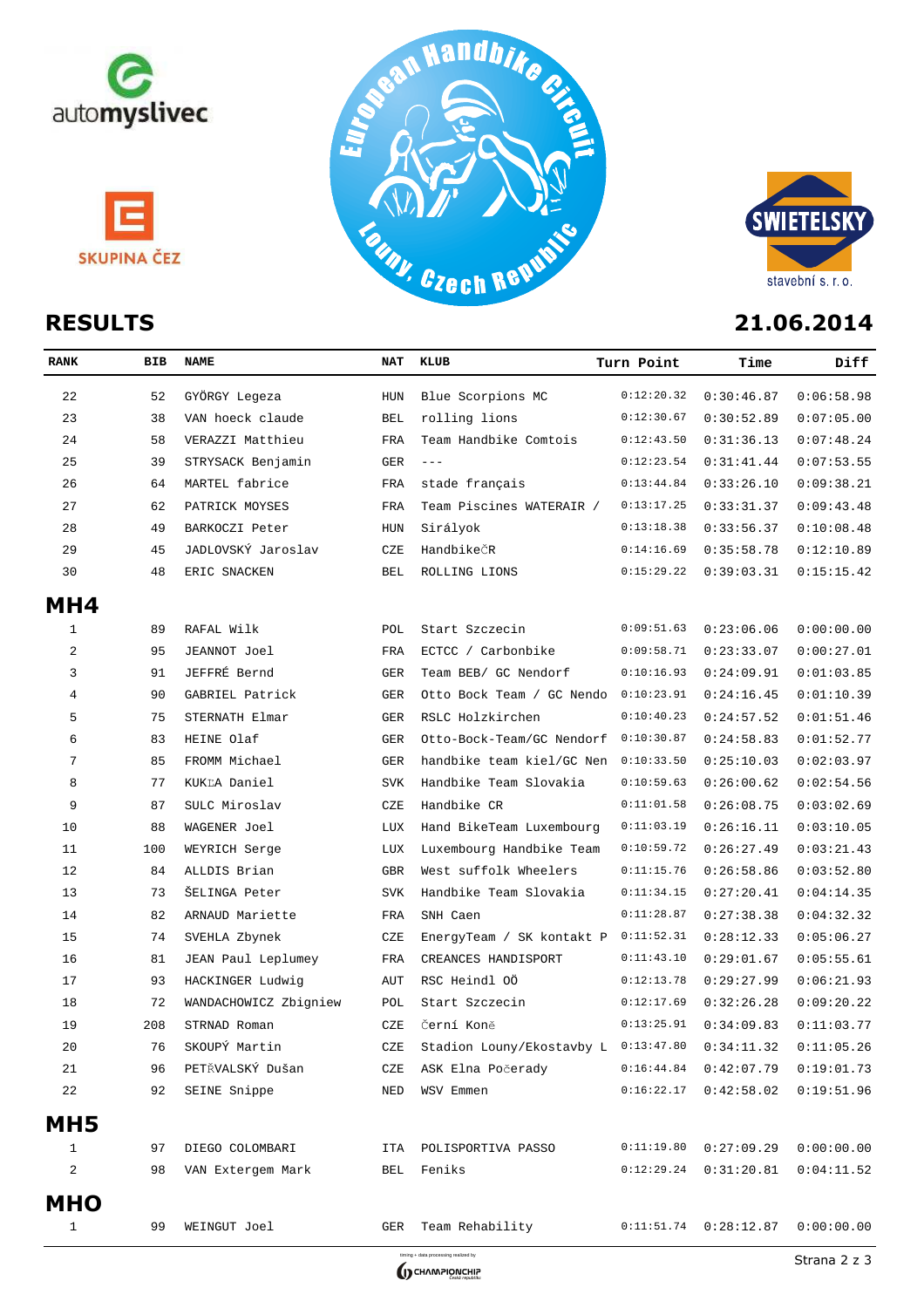**RESULTS** **21.06.2014**

| RANK | BIB | NAME | NAT | KLUB | Turn Point | Time | Diff |
|---|---|---|---|---|---|---|---|
| 22 | 52 | GYÖRGY Legeza | HUN | Blue Scorpions MC | 0:12:20.32 | 0:30:46.87 | 0:06:58.98 |
| 23 | 38 | VAN hoeck claude | BEL | rolling lions | 0:12:30.67 | 0:30:52.89 | 0:07:05.00 |
| 24 | 58 | VERAZZI Matthieu | FRA | Team Handbike Comtois | 0:12:43.50 | 0:31:36.13 | 0:07:48.24 |
| 25 | 39 | STRYSACK Benjamin | GER | --- | 0:12:23.54 | 0:31:41.44 | 0:07:53.55 |
| 26 | 64 | MARTEL fabrice | FRA | stade français | 0:13:44.84 | 0:33:26.10 | 0:09:38.21 |
| 27 | 62 | PATRICK MOYSES | FRA | Team Piscines WATERAIR / | 0:13:17.25 | 0:33:31.37 | 0:09:43.48 |
| 28 | 49 | BARKOCZI Peter | HUN | Sirályok | 0:13:18.38 | 0:33:56.37 | 0:10:08.48 |
| 29 | 45 | JADLOVSKÝ Jaroslav | CZE | HandbikeČR | 0:14:16.69 | 0:35:58.78 | 0:12:10.89 |
| 30 | 48 | ERIC SNACKEN | BEL | ROLLING LIONS | 0:15:29.22 | 0:39:03.31 | 0:15:15.42 |

## MH4

| RANK | BIB | NAME | NAT | KLUB | Turn Point | Time | Diff |
|---|---|---|---|---|---|---|---|
| 1 | 89 | RAFAL Wilk | POL | Start Szczecin | 0:09:51.63 | 0:23:06.06 | 0:00:00.00 |
| 2 | 95 | JEANNOT Joel | FRA | ECTCC / Carbonbike | 0:09:58.71 | 0:23:33.07 | 0:00:27.01 |
| 3 | 91 | JEFFRÉ Bernd | GER | Team BEB/ GC Nendorf | 0:10:16.93 | 0:24:09.91 | 0:01:03.85 |
| 4 | 90 | GABRIEL Patrick | GER | Otto Bock Team / GC Nendo | 0:10:23.91 | 0:24:16.45 | 0:01:10.39 |
| 5 | 75 | STERNATH Elmar | GER | RSLC Holzkirchen | 0:10:40.23 | 0:24:57.52 | 0:01:51.46 |
| 6 | 83 | HEINE Olaf | GER | Otto-Bock-Team/GC Nendorf | 0:10:30.87 | 0:24:58.83 | 0:01:52.77 |
| 7 | 85 | FROMM Michael | GER | handbike team kiel/GC Nen | 0:10:33.50 | 0:25:10.03 | 0:02:03.97 |
| 8 | 77 | KUKΞA Daniel | SVK | Handbike Team Slovakia | 0:10:59.63 | 0:26:00.62 | 0:02:54.56 |
| 9 | 87 | SULC Miroslav | CZE | Handbike CR | 0:11:01.58 | 0:26:08.75 | 0:03:02.69 |
| 10 | 88 | WAGENER Joel | LUX | Hand BikeTeam Luxembourg | 0:11:03.19 | 0:26:16.11 | 0:03:10.05 |
| 11 | 100 | WEYRICH Serge | LUX | Luxembourg Handbike Team | 0:10:59.72 | 0:26:27.49 | 0:03:21.43 |
| 12 | 84 | ALLDIS Brian | GBR | West suffolk Wheelers | 0:11:15.76 | 0:26:58.86 | 0:03:52.80 |
| 13 | 73 | ŠELINGA Peter | SVK | Handbike Team Slovakia | 0:11:34.15 | 0:27:20.41 | 0:04:14.35 |
| 14 | 82 | ARNAUD Mariette | FRA | SNH Caen | 0:11:28.87 | 0:27:38.38 | 0:04:32.32 |
| 15 | 74 | SVEHLA Zbynek | CZE | EnergyTeam / SK kontakt P | 0:11:52.31 | 0:28:12.33 | 0:05:06.27 |
| 16 | 81 | JEAN Paul Leplumey | FRA | CREANCES HANDISPORT | 0:11:43.10 | 0:29:01.67 | 0:05:55.61 |
| 17 | 93 | HACKINGER Ludwig | AUT | RSC Heindl OÖ | 0:12:13.78 | 0:29:27.99 | 0:06:21.93 |
| 18 | 72 | WANDACHOWICZ Zbigniew | POL | Start Szczecin | 0:12:17.69 | 0:32:26.28 | 0:09:20.22 |
| 19 | 208 | STRNAD Roman | CZE | Černí Koně | 0:13:25.91 | 0:34:09.83 | 0:11:03.77 |
| 20 | 76 | SKOUPÝ Martin | CZE | Stadion Louny/Ekostavby L | 0:13:47.80 | 0:34:11.32 | 0:11:05.26 |
| 21 | 96 | PETŘVALSKÝ Dušan | CZE | ASK Elna Počerady | 0:16:44.84 | 0:42:07.79 | 0:19:01.73 |
| 22 | 92 | SEINE Snippe | NED | WSV Emmen | 0:16:22.17 | 0:42:58.02 | 0:19:51.96 |

## MH5

| RANK | BIB | NAME | NAT | KLUB | Turn Point | Time | Diff |
|---|---|---|---|---|---|---|---|
| 1 | 97 | DIEGO COLOMBARI | ITA | POLISPORTIVA PASSO | 0:11:19.80 | 0:27:09.29 | 0:00:00.00 |
| 2 | 98 | VAN Extergem Mark | BEL | Feniks | 0:12:29.24 | 0:31:20.81 | 0:04:11.52 |

## MHO

| RANK | BIB | NAME | NAT | KLUB | Turn Point | Time | Diff |
|---|---|---|---|---|---|---|---|
| 1 | 99 | WEINGUT Joel | GER | Team Rehability | 0:11:51.74 | 0:28:12.87 | 0:00:00.00 |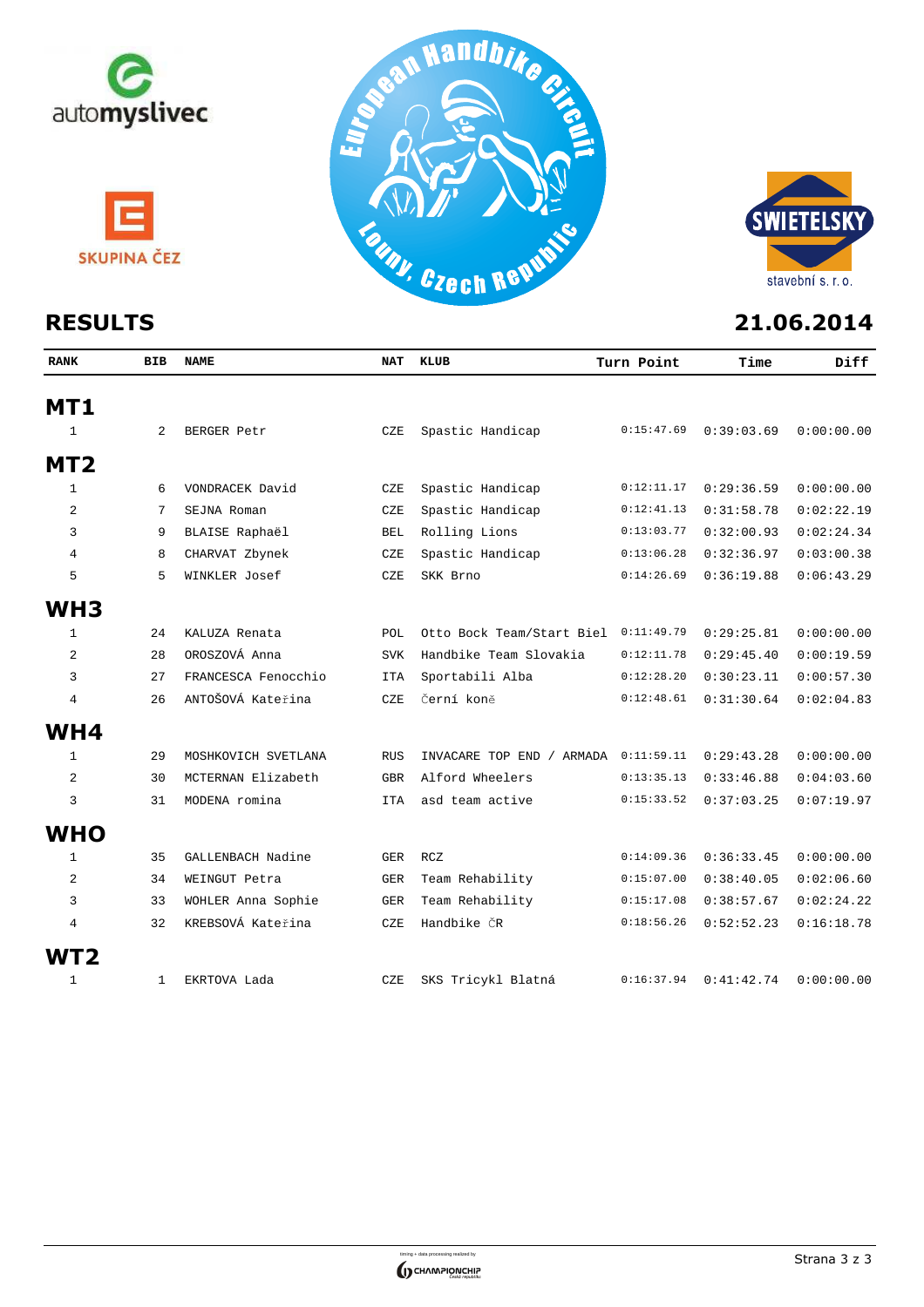## RESULTS

**21.06.2014**

| RANK | BIB | NAME | NAT | KLUB | Turn Point | Time | Diff |
|---|---|---|---|---|---|---|---|
| **MT1** | | | | | | | |
| 1 | 2 | BERGER Petr | CZE | Spastic Handicap | 0:15:47.69 | 0:39:03.69 | 0:00:00.00 |
| **MT2** | | | | | | | |
| 1 | 6 | VONDRACEK David | CZE | Spastic Handicap | 0:12:11.17 | 0:29:36.59 | 0:00:00.00 |
| 2 | 7 | SEJNA Roman | CZE | Spastic Handicap | 0:12:41.13 | 0:31:58.78 | 0:02:22.19 |
| 3 | 9 | BLAISE Raphaël | BEL | Rolling Lions | 0:13:03.77 | 0:32:00.93 | 0:02:24.34 |
| 4 | 8 | CHARVAT Zbynek | CZE | Spastic Handicap | 0:13:06.28 | 0:32:36.97 | 0:03:00.38 |
| 5 | 5 | WINKLER Josef | CZE | SKK Brno | 0:14:26.69 | 0:36:19.88 | 0:06:43.29 |
| **WH3** | | | | | | | |
| 1 | 24 | KALUZA Renata | POL | Otto Bock Team/Start Biel | 0:11:49.79 | 0:29:25.81 | 0:00:00.00 |
| 2 | 28 | OROSZOVÁ Anna | SVK | Handbike Team Slovakia | 0:12:11.78 | 0:29:45.40 | 0:00:19.59 |
| 3 | 27 | FRANCESCA Fenocchio | ITA | Sportabili Alba | 0:12:28.20 | 0:30:23.11 | 0:00:57.30 |
| 4 | 26 | ANTOŠOVÁ Kateřina | CZE | černí koně | 0:12:48.61 | 0:31:30.64 | 0:02:04.83 |
| **WH4** | | | | | | | |
| 1 | 29 | MOSHKOVICH SVETLANA | RUS | INVACARE TOP END / ARMADA | 0:11:59.11 | 0:29:43.28 | 0:00:00.00 |
| 2 | 30 | MCTERNAN Elizabeth | GBR | Alford Wheelers | 0:13:35.13 | 0:33:46.88 | 0:04:03.60 |
| 3 | 31 | MODENA romina | ITA | asd team active | 0:15:33.52 | 0:37:03.25 | 0:07:19.97 |
| **WHO** | | | | | | | |
| 1 | 35 | GALLENBACH Nadine | GER | RCZ | 0:14:09.36 | 0:36:33.45 | 0:00:00.00 |
| 2 | 34 | WEINGUT Petra | GER | Team Rehability | 0:15:07.00 | 0:38:40.05 | 0:02:06.60 |
| 3 | 33 | WOHLER Anna Sophie | GER | Team Rehability | 0:15:17.08 | 0:38:57.67 | 0:02:24.22 |
| 4 | 32 | KREBSOVÁ Kateřina | CZE | Handbike ČR | 0:18:56.26 | 0:52:52.23 | 0:16:18.78 |
| **WT2** | | | | | | | |
| 1 | 1 | EKRTOVA Lada | CZE | SKS Tricykl Blatná | 0:16:37.94 | 0:41:42.74 | 0:00:00.00 |